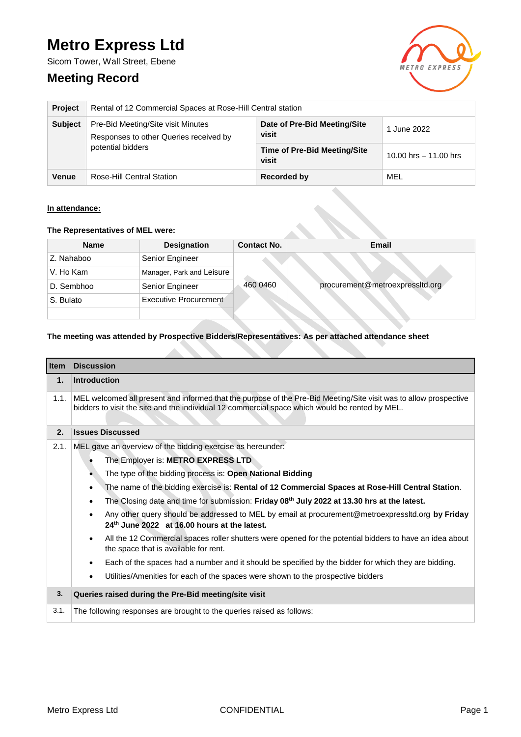# Metro Express Ltd

Sicom Tower, Wall Street, Ebene

## Meeting Record

| **Project** | Rental of 12 Commercial Spaces at Rose-Hill Central station | | |
|---|---|---|---|
| **Subject** | Pre-Bid Meeting/Site visit Minutes<br>Responses to other Queries received by potential bidders | **Date of Pre-Bid Meeting/Site visit** | 1 June 2022 |
| | | **Time of Pre-Bid Meeting/Site visit** | 10.00 hrs – 11.00 hrs |
| **Venue** | Rose-Hill Central Station | **Recorded by** | MEL |

**In attendance:**

**The Representatives of MEL were:**

| Name | Designation | Contact No. | Email |
|---|---|---|---|
| Z. Nahaboo | Senior Engineer | 460 0460 | procurement@metroexpressltd.org |
| V. Ho Kam | Manager, Park and Leisure | | |
| D. Sembhoo | Senior Engineer | | |
| S. Bulato | Executive Procurement | | |
| | | | |

**The meeting was attended by Prospective Bidders/Representatives: As per attached attendance sheet**

| Item | Discussion |
|---|---|
| **1.** | **Introduction** |
| 1.1. | MEL welcomed all present and informed that the purpose of the Pre-Bid Meeting/Site visit was to allow prospective bidders to visit the site and the individual 12 commercial space which would be rented by MEL. |
| **2.** | **Issues Discussed** |
| 2.1. | MEL gave an overview of the bidding exercise as hereunder:<br>• The Employer is: **METRO EXPRESS LTD**<br>• The type of the bidding process is: **Open National Bidding**<br>• The name of the bidding exercise is: **Rental of 12 Commercial Spaces at Rose-Hill Central Station**.<br>• The Closing date and time for submission: **Friday 08th July 2022 at 13.30 hrs at the latest.**<br>• Any other query should be addressed to MEL by email at procurement@metroexpressltd.org **by Friday 24th June 2022 at 16.00 hours at the latest.**<br>• All the 12 Commercial spaces roller shutters were opened for the potential bidders to have an idea about the space that is available for rent.<br>• Each of the spaces had a number and it should be specified by the bidder for which they are bidding.<br>• Utilities/Amenities for each of the spaces were shown to the prospective bidders |
| **3.** | **Queries raised during the Pre-Bid meeting/site visit** |
| 3.1. | The following responses are brought to the queries raised as follows: |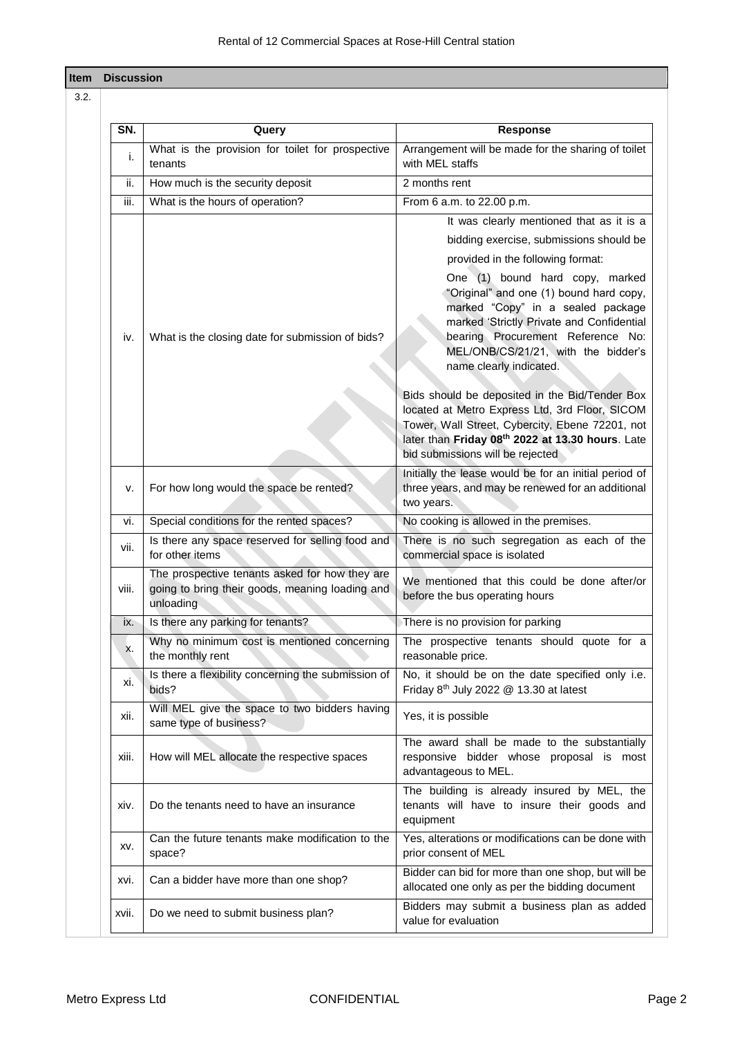| Item | Discussion |
|---|---|
| 3.2. | |

| SN. | Query | Response |
|---|---|---|
| i. | What is the provision for toilet for prospective tenants | Arrangement will be made for the sharing of toilet with MEL staffs |
| ii. | How much is the security deposit | 2 months rent |
| iii. | What is the hours of operation? | From 6 a.m. to 22.00 p.m. |
| iv. | What is the closing date for submission of bids? | It was clearly mentioned that as it is a bidding exercise, submissions should be provided in the following format: One (1) bound hard copy, marked "Original" and one (1) bound hard copy, marked "Copy" in a sealed package marked 'Strictly Private and Confidential bearing Procurement Reference No: MEL/ONB/CS/21/21, with the bidder's name clearly indicated. Bids should be deposited in the Bid/Tender Box located at Metro Express Ltd, 3rd Floor, SICOM Tower, Wall Street, Cybercity, Ebene 72201, not later than **Friday 08th 2022 at 13.30 hours**. Late bid submissions will be rejected |
| v. | For how long would the space be rented? | Initially the lease would be for an initial period of three years, and may be renewed for an additional two years. |
| vi. | Special conditions for the rented spaces? | No cooking is allowed in the premises. |
| vii. | Is there any space reserved for selling food and for other items | There is no such segregation as each of the commercial space is isolated |
| viii. | The prospective tenants asked for how they are going to bring their goods, meaning loading and unloading | We mentioned that this could be done after/or before the bus operating hours |
| ix. | Is there any parking for tenants? | There is no provision for parking |
| x. | Why no minimum cost is mentioned concerning the monthly rent | The prospective tenants should quote for a reasonable price. |
| xi. | Is there a flexibility concerning the submission of bids? | No, it should be on the date specified only i.e. Friday 8th July 2022 @ 13.30 at latest |
| xii. | Will MEL give the space to two bidders having same type of business? | Yes, it is possible |
| xiii. | How will MEL allocate the respective spaces | The award shall be made to the substantially responsive bidder whose proposal is most advantageous to MEL. |
| xiv. | Do the tenants need to have an insurance | The building is already insured by MEL, the tenants will have to insure their goods and equipment |
| xv. | Can the future tenants make modification to the space? | Yes, alterations or modifications can be done with prior consent of MEL |
| xvi. | Can a bidder have more than one shop? | Bidder can bid for more than one shop, but will be allocated one only as per the bidding document |
| xvii. | Do we need to submit business plan? | Bidders may submit a business plan as added value for evaluation |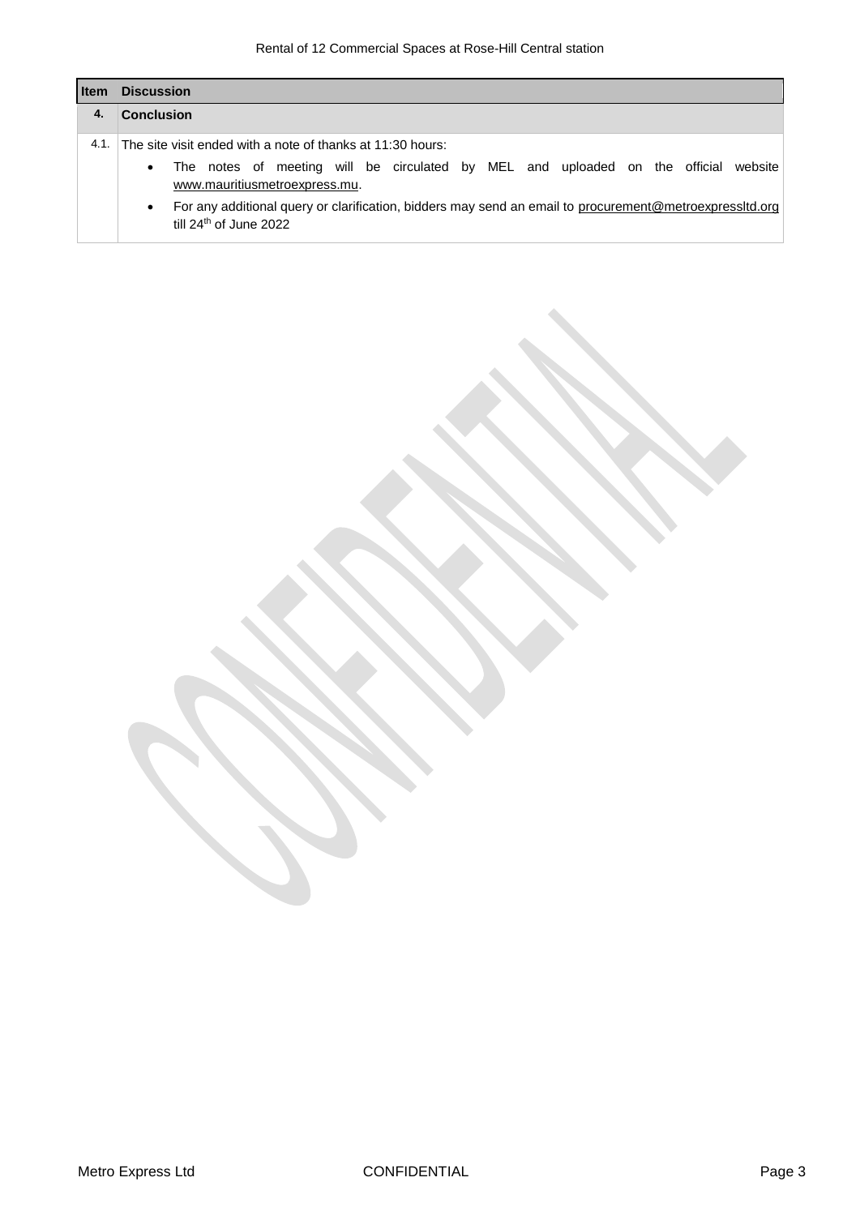| Item | Discussion |
|---|---|
| **4.** | **Conclusion** |
| 4.1. | The site visit ended with a note of thanks at 11:30 hours:<br>• The notes of meeting will be circulated by MEL and uploaded on the official website www.mauritiusmetroexpress.mu.<br>• For any additional query or clarification, bidders may send an email to procurement@metroexpressltd.org till 24th of June 2022 |